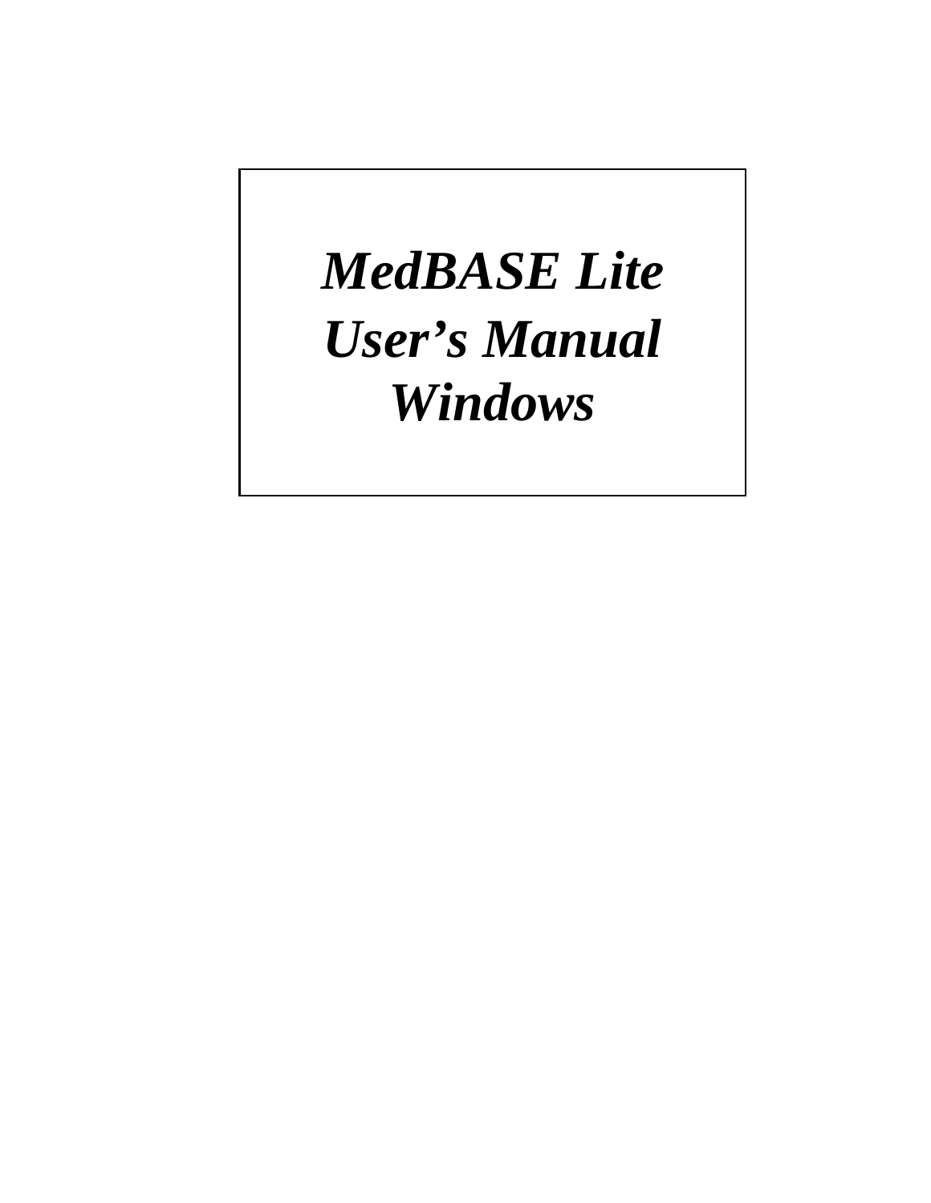# *MedBASE Lite*
# *User's Manual*
# *Windows*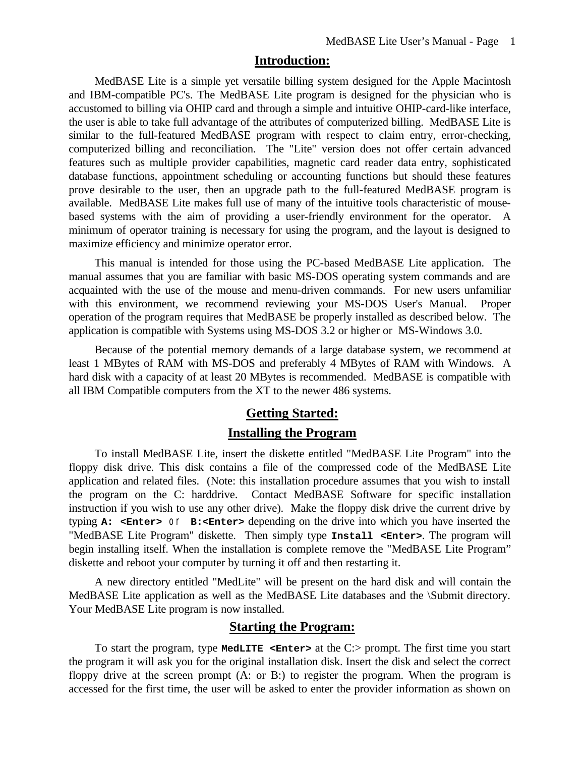## Introduction:

MedBASE Lite is a simple yet versatile billing system designed for the Apple Macintosh and IBM-compatible PC's. The MedBASE Lite program is designed for the physician who is accustomed to billing via OHIP card and through a simple and intuitive OHIP-card-like interface, the user is able to take full advantage of the attributes of computerized billing. MedBASE Lite is similar to the full-featured MedBASE program with respect to claim entry, error-checking, computerized billing and reconciliation. The "Lite" version does not offer certain advanced features such as multiple provider capabilities, magnetic card reader data entry, sophisticated database functions, appointment scheduling or accounting functions but should these features prove desirable to the user, then an upgrade path to the full-featured MedBASE program is available. MedBASE Lite makes full use of many of the intuitive tools characteristic of mouse-based systems with the aim of providing a user-friendly environment for the operator. A minimum of operator training is necessary for using the program, and the layout is designed to maximize efficiency and minimize operator error.

This manual is intended for those using the PC-based MedBASE Lite application. The manual assumes that you are familiar with basic MS-DOS operating system commands and are acquainted with the use of the mouse and menu-driven commands. For new users unfamiliar with this environment, we recommend reviewing your MS-DOS User's Manual. Proper operation of the program requires that MedBASE be properly installed as described below. The application is compatible with Systems using MS-DOS 3.2 or higher or MS-Windows 3.0.

Because of the potential memory demands of a large database system, we recommend at least 1 MBytes of RAM with MS-DOS and preferably 4 MBytes of RAM with Windows. A hard disk with a capacity of at least 20 MBytes is recommended. MedBASE is compatible with all IBM Compatible computers from the XT to the newer 486 systems.

## Getting Started:

## Installing the Program

To install MedBASE Lite, insert the diskette entitled "MedBASE Lite Program" into the floppy disk drive. This disk contains a file of the compressed code of the MedBASE Lite application and related files. (Note: this installation procedure assumes that you wish to install the program on the C: harddrive. Contact MedBASE Software for specific installation instruction if you wish to use any other drive). Make the floppy disk drive the current drive by typing **`A: <Enter>`** or **`B:<Enter>`** depending on the drive into which you have inserted the "MedBASE Lite Program" diskette. Then simply type **`Install <Enter>`**. The program will begin installing itself. When the installation is complete remove the "MedBASE Lite Program" diskette and reboot your computer by turning it off and then restarting it.

A new directory entitled "MedLite" will be present on the hard disk and will contain the MedBASE Lite application as well as the MedBASE Lite databases and the \Submit directory. Your MedBASE Lite program is now installed.

## Starting the Program:

To start the program, type **`MedLITE <Enter>`** at the C:> prompt. The first time you start the program it will ask you for the original installation disk. Insert the disk and select the correct floppy drive at the screen prompt (A: or B:) to register the program. When the program is accessed for the first time, the user will be asked to enter the provider information as shown on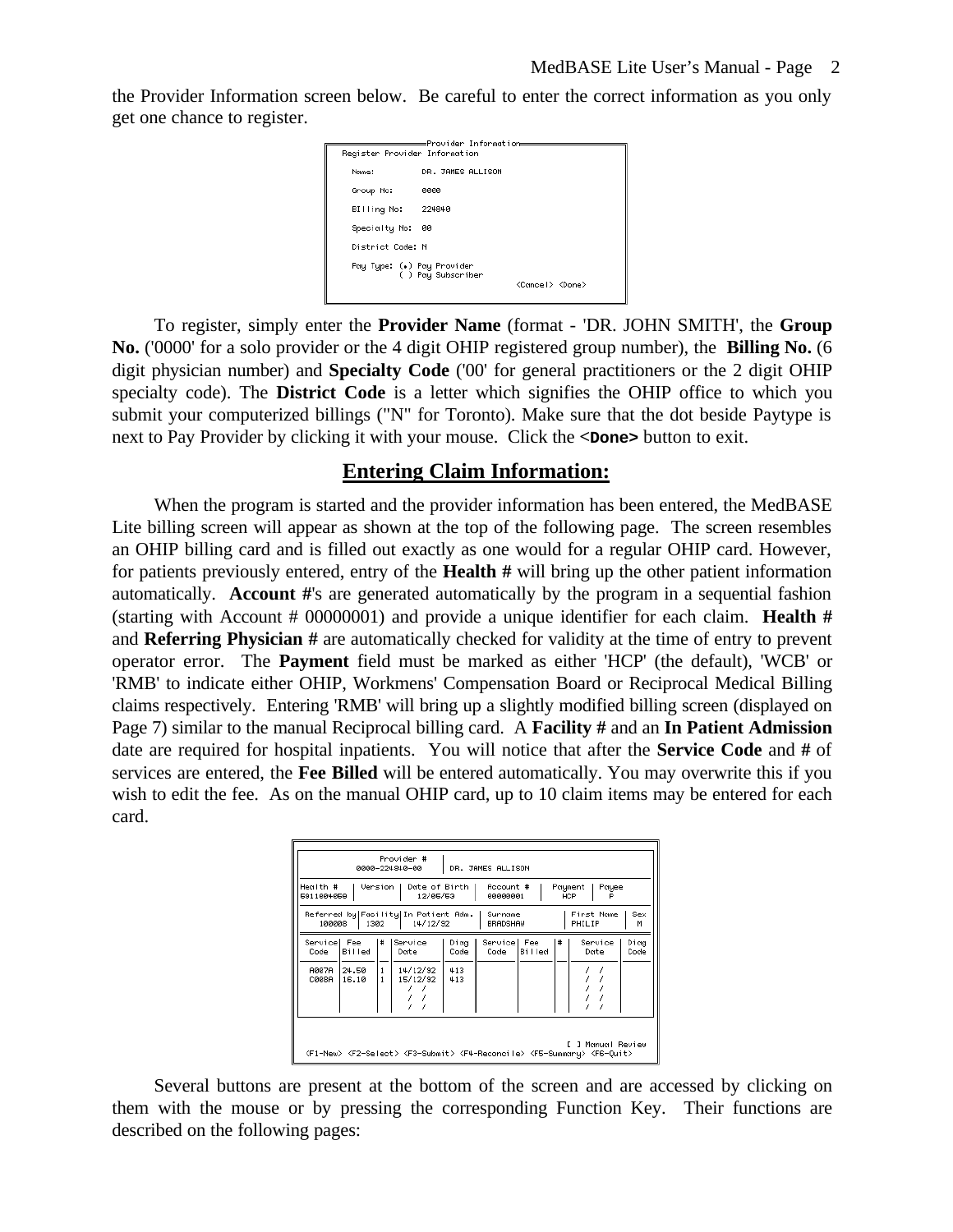the Provider Information screen below. Be careful to enter the correct information as you only get one chance to register.

```
Provider Information
Register Provider Information

  Name:          DR. JAMES ALLISON

  Group No:      0000

  Billing No:    224840

  Specialty No:  00

  District Code: N

  Pay Type: (•) Pay Provider
            ( ) Pay Subscriber
                                        <Cancel> <Done>
```

To register, simply enter the **Provider Name** (format - 'DR. JOHN SMITH', the **Group No.** ('0000' for a solo provider or the 4 digit OHIP registered group number), the **Billing No.** (6 digit physician number) and **Specialty Code** ('00' for general practitioners or the 2 digit OHIP specialty code). The **District Code** is a letter which signifies the OHIP office to which you submit your computerized billings ("N" for Toronto). Make sure that the dot beside Paytype is next to Pay Provider by clicking it with your mouse. Click the **<Done>** button to exit.

## Entering Claim Information:

When the program is started and the provider information has been entered, the MedBASE Lite billing screen will appear as shown at the top of the following page. The screen resembles an OHIP billing card and is filled out exactly as one would for a regular OHIP card. However, for patients previously entered, entry of the **Health #** will bring up the other patient information automatically. **Account #**'s are generated automatically by the program in a sequential fashion (starting with Account # 00000001) and provide a unique identifier for each claim. **Health #** and **Referring Physician #** are automatically checked for validity at the time of entry to prevent operator error. The **Payment** field must be marked as either 'HCP' (the default), 'WCB' or 'RMB' to indicate either OHIP, Workmens' Compensation Board or Reciprocal Medical Billing claims respectively. Entering 'RMB' will bring up a slightly modified billing screen (displayed on Page 7) similar to the manual Reciprocal billing card. A **Facility #** and an **In Patient Admission** date are required for hospital inpatients. You will notice that after the **Service Code** and **#** of services are entered, the **Fee Billed** will be entered automatically. You may overwrite this if you wish to edit the fee. As on the manual OHIP card, up to 10 claim items may be entered for each card.

```
          Provider #
        0000-224840-00       DR. JAMES ALLISON

Health #    | Version | Date of Birth | Account # | Payment | Payee
5811004650  |         |   12/06/53    | 00000001  |   HCP   |   P

Referred by | Facility | In Patient Adm. | Surname  | First Name | Sex
  100008    |   1302   |    14/12/92     | BRADSHAW | PHILIP     |  M

Service | Fee    | # | Service  | Diag | Service | Fee    | # | Service | Diag
Code    | Billed |   | Date     | Code | Code    | Billed |   | Date    | Code
A007A   | 24.50  | 1 | 14/12/92 | 413  |         |        |   |  /  /   |
C008A   | 16.10  | 1 | 15/12/92 | 413  |         |        |   |  /  /   |
        |        |   |  /  /    |      |         |        |   |  /  /   |
        |        |   |  /  /    |      |         |        |   |  /  /   |
        |        |   |  /  /    |      |         |        |   |  /  /   |

                                                          [ ] Manual Review
<F1-New> <F2-Select> <F3-Submit> <F4-Reconcile> <F5-Summary> <F6-Quit>
```

Several buttons are present at the bottom of the screen and are accessed by clicking on them with the mouse or by pressing the corresponding Function Key. Their functions are described on the following pages: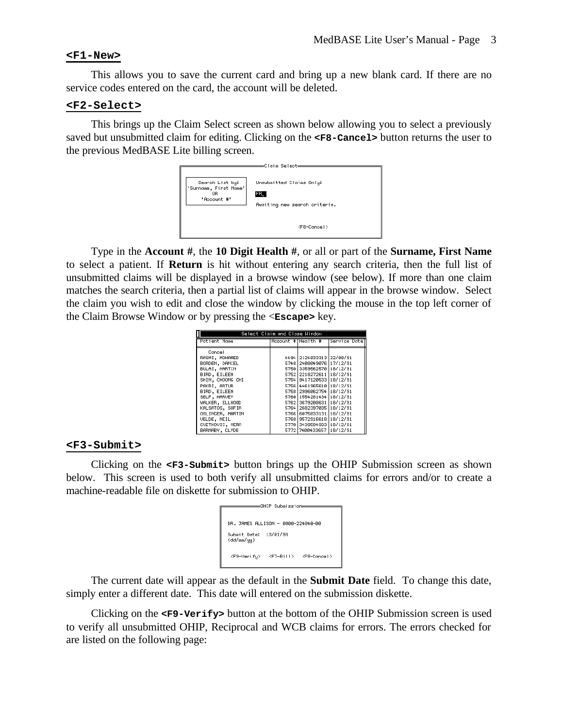### **<F1-New>**

This allows you to save the current card and bring up a new blank card. If there are no service codes entered on the card, the account will be deleted.

### **<F2-Select>**

This brings up the Claim Select screen as shown below allowing you to select a previously saved but unsubmitted claim for editing. Clicking on the **<F8-Cancel>** button returns the user to the previous MedBASE Lite billing screen.

```
Claim Select
 Search List by:          Unsubmitted Claims Only:
'Surname, First Name'
        OR                FR_
    'Account #'
                          Awaiting new search criteria.

                                   <F8-Cancel>
```

Type in the **Account #**, the **10 Digit Health #**, or all or part of the **Surname, First Name** to select a patient. If **Return** is hit without entering any search criteria, then the full list of unsubmitted claims will be displayed in a browse window (see below). If more than one claim matches the search criteria, then a partial list of claims will appear in the browse window. Select the claim you wish to edit and close the window by clicking the mouse in the top left corner of the Claim Browse Window or by pressing the <**Escape>** key.

Select Claim and Close Window

| Patient Name | Account # | Health # | Service Date |
|---|---|---|---|
| Cancel | | | |
| RASMI, MOHAMED | 4494 | 2124033313 | 22/08/91 |
| BORDEN, DANIEL | 5748 | 2408049076 | 17/12/91 |
| BULAI, MARTIN | 5750 | 3359562570 | 18/12/91 |
| BIRD, EILEEN | 5752 | 2218272611 | 18/12/91 |
| SHIN, CHOONG CHI | 5754 | 9417120533 | 18/12/91 |
| PAKRI, ARTUR | 5756 | 4461965610 | 18/12/91 |
| BIRD, EILEEN | 5758 | 2996062754 | 18/12/91 |
| SELF, HARVEY | 5760 | 1554281434 | 18/12/91 |
| WALKER, ELLWOOD | 5762 | 3679208631 | 18/12/91 |
| KALSATOS, SOFIA | 5764 | 2682397035 | 18/12/91 |
| OSLINGER, MARTIN | 5766 | 6075033131 | 18/12/91 |
| VELDE, NEIL | 5768 | 9572916618 | 18/12/91 |
| CVETKOVIC, VERA | 5770 | 3439504933 | 18/12/91 |
| BARNABY, CLYDE | 5772 | 7400433657 | 18/12/91 |

### **<F3-Submit>**

Clicking on the **<F3-Submit>** button brings up the OHIP Submission screen as shown below. This screen is used to both verify all unsubmitted claims for errors and/or to create a machine-readable file on diskette for submission to OHIP.

```
OHIP Submission

DR. JAMES ALLISON - 0000-224340-00

Submit Date:  13/01/93
(dd/mm/yy)

 <F9-Verify>   <F7-Bill>   <F8-Cancel>
```

The current date will appear as the default in the **Submit Date** field. To change this date, simply enter a different date. This date will entered on the submission diskette.

Clicking on the **<F9-Verify>** button at the bottom of the OHIP Submission screen is used to verify all unsubmitted OHIP, Reciprocal and WCB claims for errors. The errors checked for are listed on the following page: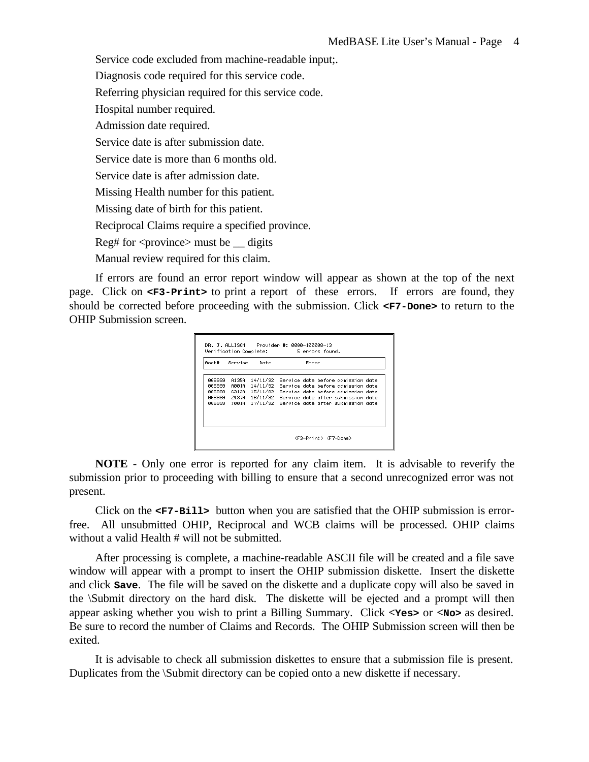Service code excluded from machine-readable input;.

Diagnosis code required for this service code.

Referring physician required for this service code.

Hospital number required.

Admission date required.

Service date is after submission date.

Service date is more than 6 months old.

Service date is after admission date.

Missing Health number for this patient.

Missing date of birth for this patient.

Reciprocal Claims require a specified province.

Reg# for <province> must be __ digits

Manual review required for this claim.

If errors are found an error report window will appear as shown at the top of the next page. Click on **`<F3-Print>`** to print a report of these errors. If errors are found, they should be corrected before proceeding with the submission. Click **`<F7-Done>`** to return to the OHIP Submission screen.

```
DR. J. ALLISON    Provider #: 0000-100008-13
Verification Complete:        5 errors found.

Acct#   Service   Date       Error

006999  A135A  14/11/92  Service date before admission date
006999  A001A  14/11/92  Service date before admission date
006999  G313A  15/11/92  Service date before admission date
006999  Z437A  16/11/92  Service date after submission date
006999  J001A  17/11/92  Service date after submission date

                          <F3-Print> <F7-Done>
```

**NOTE** - Only one error is reported for any claim item. It is advisable to reverify the submission prior to proceeding with billing to ensure that a second unrecognized error was not present.

Click on the **`<F7-Bill>`** button when you are satisfied that the OHIP submission is error-free. All unsubmitted OHIP, Reciprocal and WCB claims will be processed. OHIP claims without a valid Health # will not be submitted.

After processing is complete, a machine-readable ASCII file will be created and a file save window will appear with a prompt to insert the OHIP submission diskette. Insert the diskette and click **`Save`**. The file will be saved on the diskette and a duplicate copy will also be saved in the \Submit directory on the hard disk. The diskette will be ejected and a prompt will then appear asking whether you wish to print a Billing Summary. Click **`<Yes>`** or **`<No>`** as desired. Be sure to record the number of Claims and Records. The OHIP Submission screen will then be exited.

It is advisable to check all submission diskettes to ensure that a submission file is present. Duplicates from the \Submit directory can be copied onto a new diskette if necessary.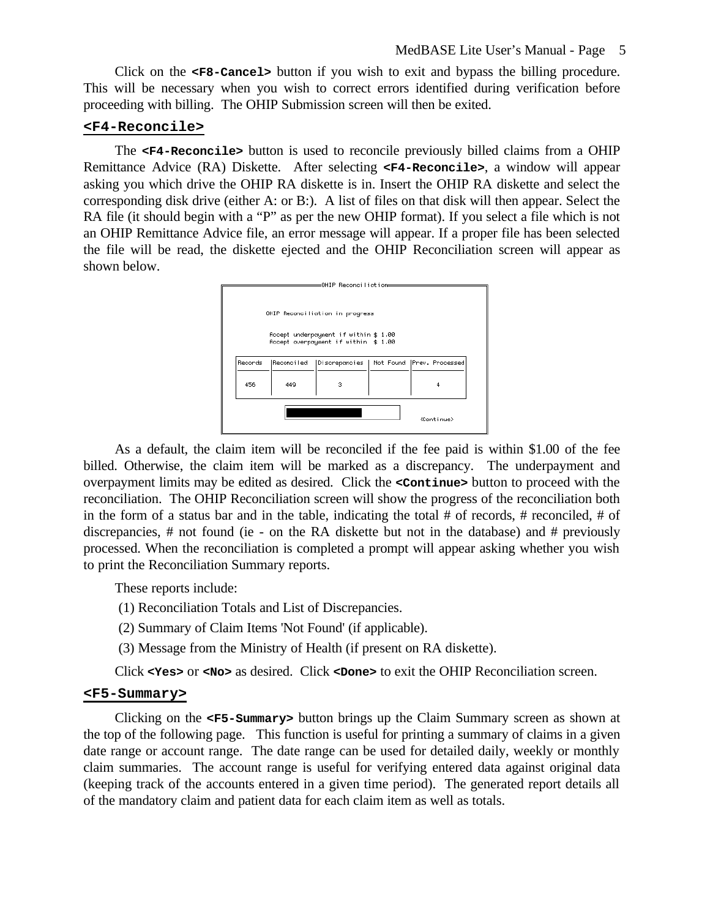Click on the **<F8-Cancel>** button if you wish to exit and bypass the billing procedure. This will be necessary when you wish to correct errors identified during verification before proceeding with billing. The OHIP Submission screen will then be exited.

## <F4-Reconcile>

The **<F4-Reconcile>** button is used to reconcile previously billed claims from a OHIP Remittance Advice (RA) Diskette. After selecting **<F4-Reconcile>**, a window will appear asking you which drive the OHIP RA diskette is in. Insert the OHIP RA diskette and select the corresponding disk drive (either A: or B:). A list of files on that disk will then appear. Select the RA file (it should begin with a "P" as per the new OHIP format). If you select a file which is not an OHIP Remittance Advice file, an error message will appear. If a proper file has been selected the file will be read, the diskette ejected and the OHIP Reconciliation screen will appear as shown below.

OHIP Reconciliation

OHIP Reconciliation in progress

Accept underpayment if within $ 1.00
Accept overpayment if within $ 1.00

| Records | Reconciled | Discrepancies | Not Found | Prev. Processed |
|---|---|---|---|---|
| 456 | 449 | 3 | | 4 |

<Continue>

As a default, the claim item will be reconciled if the fee paid is within $1.00 of the fee billed. Otherwise, the claim item will be marked as a discrepancy. The underpayment and overpayment limits may be edited as desired. Click the **<Continue>** button to proceed with the reconciliation. The OHIP Reconciliation screen will show the progress of the reconciliation both in the form of a status bar and in the table, indicating the total # of records, # reconciled, # of discrepancies, # not found (ie - on the RA diskette but not in the database) and # previously processed. When the reconciliation is completed a prompt will appear asking whether you wish to print the Reconciliation Summary reports.

These reports include:

(1) Reconciliation Totals and List of Discrepancies.

(2) Summary of Claim Items 'Not Found' (if applicable).

(3) Message from the Ministry of Health (if present on RA diskette).

Click **<Yes>** or **<No>** as desired. Click **<Done>** to exit the OHIP Reconciliation screen.

## <F5-Summary>

Clicking on the **<F5-Summary>** button brings up the Claim Summary screen as shown at the top of the following page. This function is useful for printing a summary of claims in a given date range or account range. The date range can be used for detailed daily, weekly or monthly claim summaries. The account range is useful for verifying entered data against original data (keeping track of the accounts entered in a given time period). The generated report details all of the mandatory claim and patient data for each claim item as well as totals.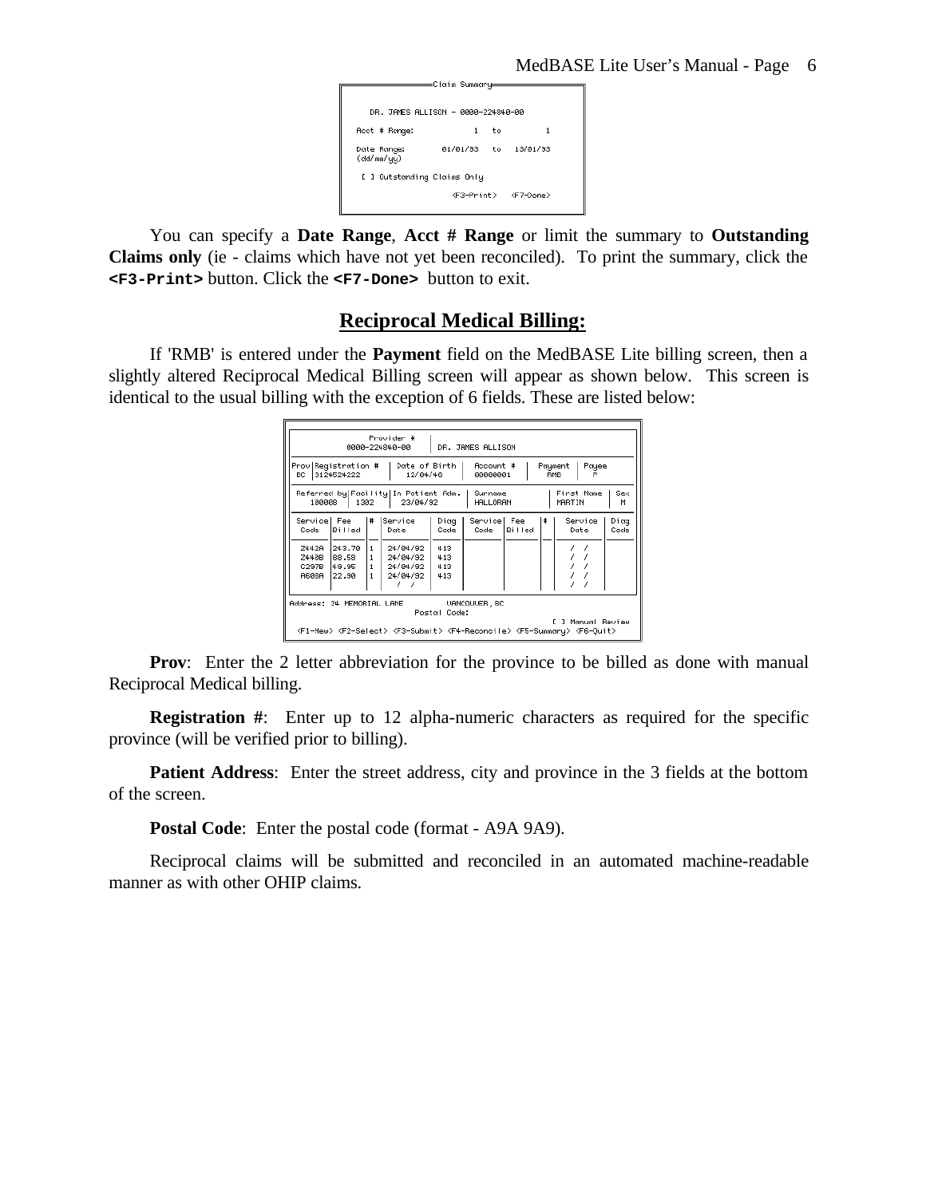```
                    Claim Summary

   DR. JAMES ALLISON - 0000-224840-00

 Acct # Range:              1   to          1

 Date Range:         01/01/93   to   13/01/93
 (dd/mm/yy)

  [ ] Outstanding Claims Only

                      <F3-Print>   <F7-Done>
```

You can specify a **Date Range**, **Acct # Range** or limit the summary to **Outstanding Claims only** (ie - claims which have not yet been reconciled). To print the summary, click the **`<F3-Print>`** button. Click the **`<F7-Done>`** button to exit.

## Reciprocal Medical Billing:

If 'RMB' is entered under the **Payment** field on the MedBASE Lite billing screen, then a slightly altered Reciprocal Medical Billing screen will appear as shown below. This screen is identical to the usual billing with the exception of 6 fields. These are listed below:

```
            Provider #
          0000-224840-00        DR. JAMES ALLISON

Prov|Registration #  | Date of Birth |  Account #  | Payment | Payee
 BC | 3124524222     |   12/04/46    |  00000001   |  RMB    |  P

Referred by|Facility|In Patient Adm.| Surname      | First Name | Sex
  100008   |  1302  |   23/04/92    | HALLORAN     | MARTIN     |  M

Service| Fee    |#|Service  | Diag | Service| Fee    |#| Service | Diag
 Code  |Billed  | | Date    | Code |  Code  |Billed  | |  Date   | Code
 Z442A |243.70  |1|24/04/92 | 413  |        |        | |   / /   |
 Z448B |88.58   |1|24/04/92 | 413  |        |        | |   / /   |
 C297B |49.95   |1|24/04/92 | 413  |        |        | |   / /   |
 A608A |22.90   |1|24/04/92 | 413  |        |        | |   / /   |
       |        | |  / /    |      |        |        | |   / /   |

Address: 24 MEMORIAL LANE          VANCOUVER, BC
                             Postal Code:
                                                      [ ] Manual Review
<F1-New> <F2-Select> <F3-Submit> <F4-Reconcile> <F5-Summary> <F6-Quit>
```

**Prov**: Enter the 2 letter abbreviation for the province to be billed as done with manual Reciprocal Medical billing.

**Registration #**: Enter up to 12 alpha-numeric characters as required for the specific province (will be verified prior to billing).

**Patient Address**: Enter the street address, city and province in the 3 fields at the bottom of the screen.

**Postal Code**: Enter the postal code (format - A9A 9A9).

Reciprocal claims will be submitted and reconciled in an automated machine-readable manner as with other OHIP claims.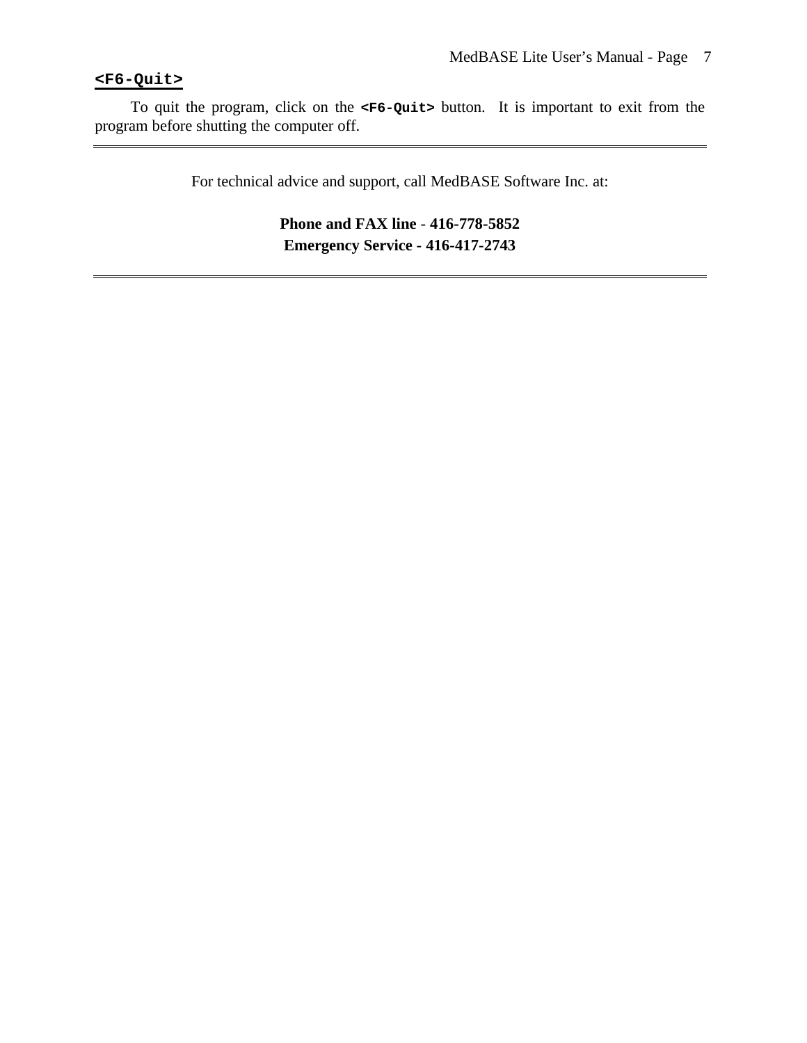## **<F6-Quit>**

To quit the program, click on the **`<F6-Quit>`** button. It is important to exit from the program before shutting the computer off.

---

For technical advice and support, call MedBASE Software Inc. at:

**Phone and FAX line - 416-778-5852**
**Emergency Service - 416-417-2743**

---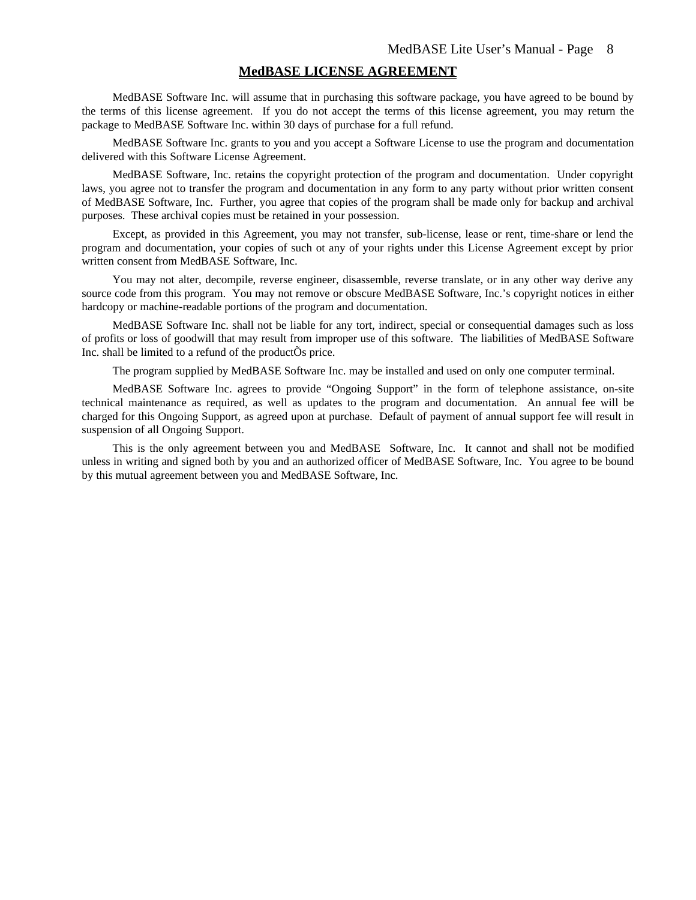# **MedBASE LICENSE AGREEMENT**

MedBASE Software Inc. will assume that in purchasing this software package, you have agreed to be bound by the terms of this license agreement. If you do not accept the terms of this license agreement, you may return the package to MedBASE Software Inc. within 30 days of purchase for a full refund.

MedBASE Software Inc. grants to you and you accept a Software License to use the program and documentation delivered with this Software License Agreement.

MedBASE Software, Inc. retains the copyright protection of the program and documentation. Under copyright laws, you agree not to transfer the program and documentation in any form to any party without prior written consent of MedBASE Software, Inc. Further, you agree that copies of the program shall be made only for backup and archival purposes. These archival copies must be retained in your possession.

Except, as provided in this Agreement, you may not transfer, sub-license, lease or rent, time-share or lend the program and documentation, your copies of such ot any of your rights under this License Agreement except by prior written consent from MedBASE Software, Inc.

You may not alter, decompile, reverse engineer, disassemble, reverse translate, or in any other way derive any source code from this program. You may not remove or obscure MedBASE Software, Inc.'s copyright notices in either hardcopy or machine-readable portions of the program and documentation.

MedBASE Software Inc. shall not be liable for any tort, indirect, special or consequential damages such as loss of profits or loss of goodwill that may result from improper use of this software. The liabilities of MedBASE Software Inc. shall be limited to a refund of the productÕs price.

The program supplied by MedBASE Software Inc. may be installed and used on only one computer terminal.

MedBASE Software Inc. agrees to provide "Ongoing Support" in the form of telephone assistance, on-site technical maintenance as required, as well as updates to the program and documentation. An annual fee will be charged for this Ongoing Support, as agreed upon at purchase. Default of payment of annual support fee will result in suspension of all Ongoing Support.

This is the only agreement between you and MedBASE Software, Inc. It cannot and shall not be modified unless in writing and signed both by you and an authorized officer of MedBASE Software, Inc. You agree to be bound by this mutual agreement between you and MedBASE Software, Inc.